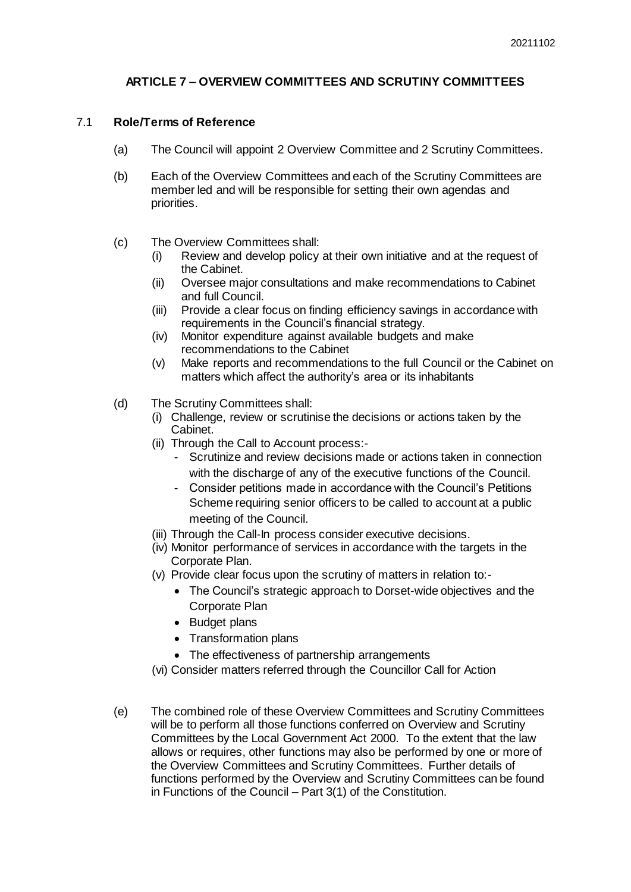# ARTICLE 7 – OVERVIEW COMMITTEES AND SCRUTINY COMMITTEES

## 7.1 Role/Terms of Reference

(a) The Council will appoint 2 Overview Committee and 2 Scrutiny Committees.

(b) Each of the Overview Committees and each of the Scrutiny Committees are member led and will be responsible for setting their own agendas and priorities.

(c) The Overview Committees shall:

   (i) Review and develop policy at their own initiative and at the request of the Cabinet.

   (ii) Oversee major consultations and make recommendations to Cabinet and full Council.

   (iii) Provide a clear focus on finding efficiency savings in accordance with requirements in the Council's financial strategy.

   (iv) Monitor expenditure against available budgets and make recommendations to the Cabinet

   (v) Make reports and recommendations to the full Council or the Cabinet on matters which affect the authority's area or its inhabitants

(d) The Scrutiny Committees shall:

   (i) Challenge, review or scrutinise the decisions or actions taken by the Cabinet.

   (ii) Through the Call to Account process:-

   - Scrutinize and review decisions made or actions taken in connection with the discharge of any of the executive functions of the Council.
   - Consider petitions made in accordance with the Council's Petitions Scheme requiring senior officers to be called to account at a public meeting of the Council.

   (iii) Through the Call-In process consider executive decisions.

   (iv) Monitor performance of services in accordance with the targets in the Corporate Plan.

   (v) Provide clear focus upon the scrutiny of matters in relation to:-

   - The Council's strategic approach to Dorset-wide objectives and the Corporate Plan
   - Budget plans
   - Transformation plans
   - The effectiveness of partnership arrangements

   (vi) Consider matters referred through the Councillor Call for Action

(e) The combined role of these Overview Committees and Scrutiny Committees will be to perform all those functions conferred on Overview and Scrutiny Committees by the Local Government Act 2000. To the extent that the law allows or requires, other functions may also be performed by one or more of the Overview Committees and Scrutiny Committees. Further details of functions performed by the Overview and Scrutiny Committees can be found in Functions of the Council – Part 3(1) of the Constitution.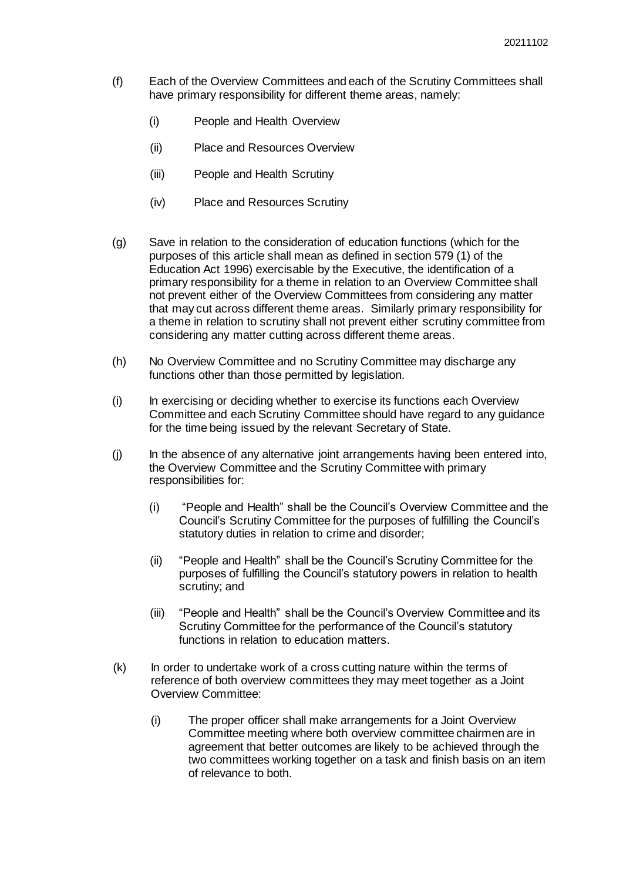(f) Each of the Overview Committees and each of the Scrutiny Committees shall have primary responsibility for different theme areas, namely:

 (i) People and Health Overview

 (ii) Place and Resources Overview

 (iii) People and Health Scrutiny

 (iv) Place and Resources Scrutiny

(g) Save in relation to the consideration of education functions (which for the purposes of this article shall mean as defined in section 579 (1) of the Education Act 1996) exercisable by the Executive, the identification of a primary responsibility for a theme in relation to an Overview Committee shall not prevent either of the Overview Committees from considering any matter that may cut across different theme areas. Similarly primary responsibility for a theme in relation to scrutiny shall not prevent either scrutiny committee from considering any matter cutting across different theme areas.

(h) No Overview Committee and no Scrutiny Committee may discharge any functions other than those permitted by legislation.

(i) In exercising or deciding whether to exercise its functions each Overview Committee and each Scrutiny Committee should have regard to any guidance for the time being issued by the relevant Secretary of State.

(j) In the absence of any alternative joint arrangements having been entered into, the Overview Committee and the Scrutiny Committee with primary responsibilities for:

 (i) "People and Health" shall be the Council's Overview Committee and the Council's Scrutiny Committee for the purposes of fulfilling the Council's statutory duties in relation to crime and disorder;

 (ii) "People and Health" shall be the Council's Scrutiny Committee for the purposes of fulfilling the Council's statutory powers in relation to health scrutiny; and

 (iii) "People and Health" shall be the Council's Overview Committee and its Scrutiny Committee for the performance of the Council's statutory functions in relation to education matters.

(k) In order to undertake work of a cross cutting nature within the terms of reference of both overview committees they may meet together as a Joint Overview Committee:

 (i) The proper officer shall make arrangements for a Joint Overview Committee meeting where both overview committee chairmen are in agreement that better outcomes are likely to be achieved through the two committees working together on a task and finish basis on an item of relevance to both.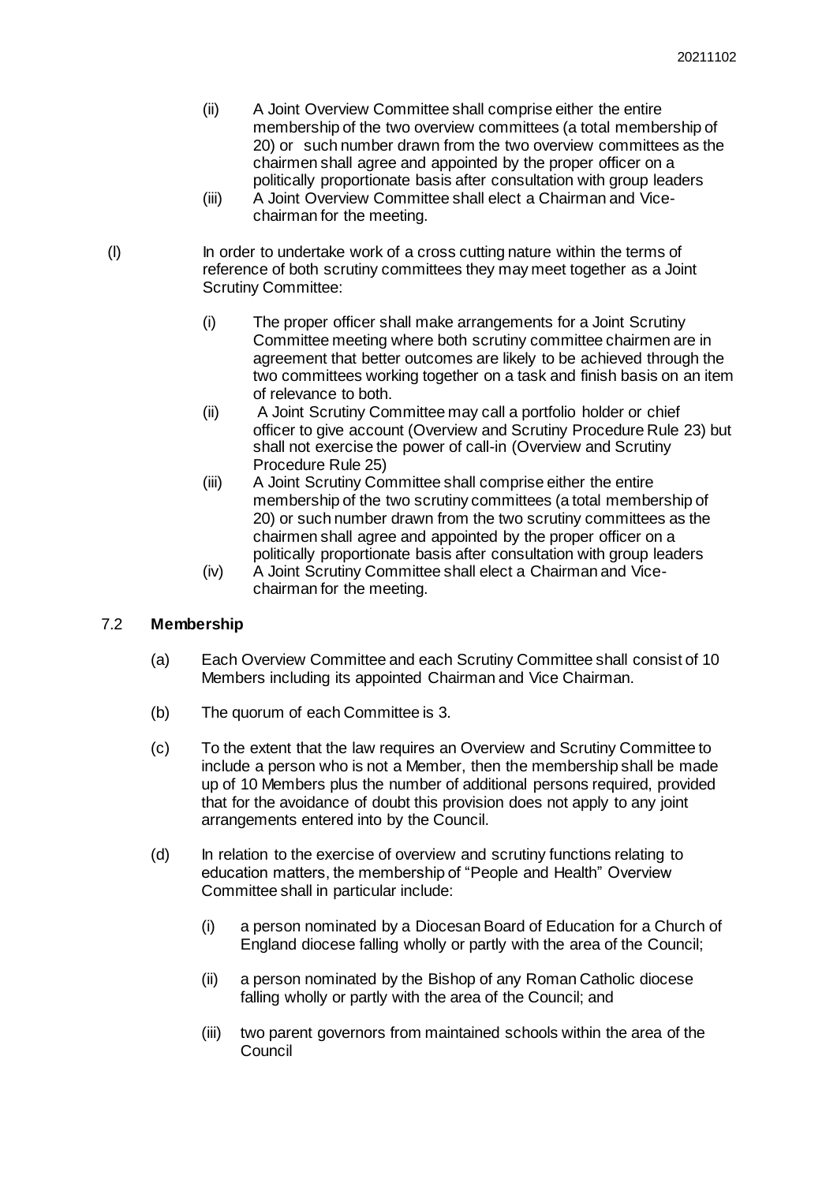(ii) A Joint Overview Committee shall comprise either the entire membership of the two overview committees (a total membership of 20) or such number drawn from the two overview committees as the chairmen shall agree and appointed by the proper officer on a politically proportionate basis after consultation with group leaders

(iii) A Joint Overview Committee shall elect a Chairman and Vice-chairman for the meeting.

(l) In order to undertake work of a cross cutting nature within the terms of reference of both scrutiny committees they may meet together as a Joint Scrutiny Committee:

(i) The proper officer shall make arrangements for a Joint Scrutiny Committee meeting where both scrutiny committee chairmen are in agreement that better outcomes are likely to be achieved through the two committees working together on a task and finish basis on an item of relevance to both.

(ii) A Joint Scrutiny Committee may call a portfolio holder or chief officer to give account (Overview and Scrutiny Procedure Rule 23) but shall not exercise the power of call-in (Overview and Scrutiny Procedure Rule 25)

(iii) A Joint Scrutiny Committee shall comprise either the entire membership of the two scrutiny committees (a total membership of 20) or such number drawn from the two scrutiny committees as the chairmen shall agree and appointed by the proper officer on a politically proportionate basis after consultation with group leaders

(iv) A Joint Scrutiny Committee shall elect a Chairman and Vice-chairman for the meeting.

### 7.2 **Membership**

(a) Each Overview Committee and each Scrutiny Committee shall consist of 10 Members including its appointed Chairman and Vice Chairman.

(b) The quorum of each Committee is 3.

(c) To the extent that the law requires an Overview and Scrutiny Committee to include a person who is not a Member, then the membership shall be made up of 10 Members plus the number of additional persons required, provided that for the avoidance of doubt this provision does not apply to any joint arrangements entered into by the Council.

(d) In relation to the exercise of overview and scrutiny functions relating to education matters, the membership of "People and Health" Overview Committee shall in particular include:

(i) a person nominated by a Diocesan Board of Education for a Church of England diocese falling wholly or partly with the area of the Council;

(ii) a person nominated by the Bishop of any Roman Catholic diocese falling wholly or partly with the area of the Council; and

(iii) two parent governors from maintained schools within the area of the Council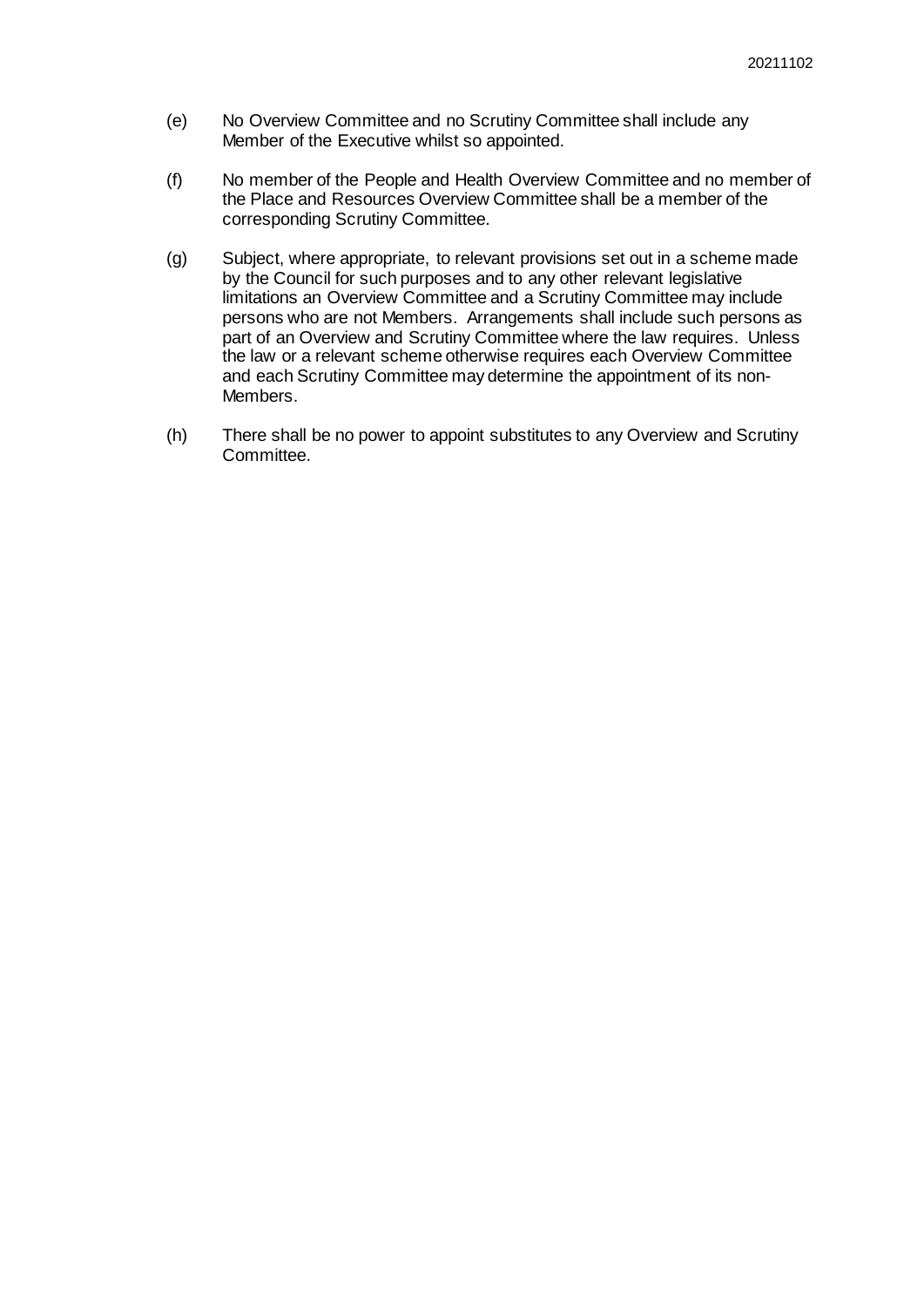(e) No Overview Committee and no Scrutiny Committee shall include any Member of the Executive whilst so appointed.

(f) No member of the People and Health Overview Committee and no member of the Place and Resources Overview Committee shall be a member of the corresponding Scrutiny Committee.

(g) Subject, where appropriate, to relevant provisions set out in a scheme made by the Council for such purposes and to any other relevant legislative limitations an Overview Committee and a Scrutiny Committee may include persons who are not Members. Arrangements shall include such persons as part of an Overview and Scrutiny Committee where the law requires. Unless the law or a relevant scheme otherwise requires each Overview Committee and each Scrutiny Committee may determine the appointment of its non-Members.

(h) There shall be no power to appoint substitutes to any Overview and Scrutiny Committee.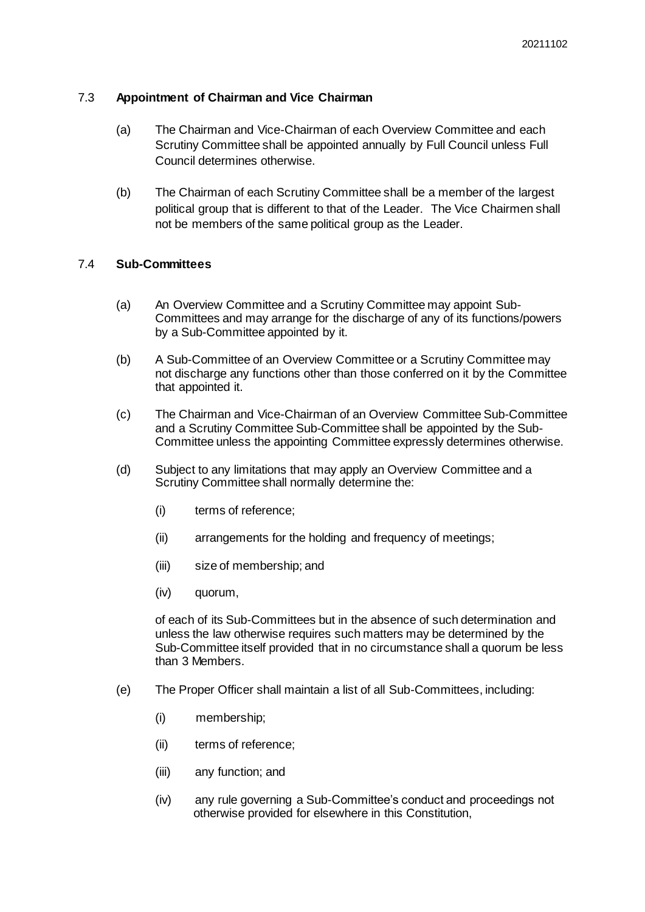### 7.3 **Appointment of Chairman and Vice Chairman**

(a) The Chairman and Vice-Chairman of each Overview Committee and each Scrutiny Committee shall be appointed annually by Full Council unless Full Council determines otherwise.

(b) The Chairman of each Scrutiny Committee shall be a member of the largest political group that is different to that of the Leader. The Vice Chairmen shall not be members of the same political group as the Leader.

### 7.4 **Sub-Committees**

(a) An Overview Committee and a Scrutiny Committee may appoint Sub-Committees and may arrange for the discharge of any of its functions/powers by a Sub-Committee appointed by it.

(b) A Sub-Committee of an Overview Committee or a Scrutiny Committee may not discharge any functions other than those conferred on it by the Committee that appointed it.

(c) The Chairman and Vice-Chairman of an Overview Committee Sub-Committee and a Scrutiny Committee Sub-Committee shall be appointed by the Sub-Committee unless the appointing Committee expressly determines otherwise.

(d) Subject to any limitations that may apply an Overview Committee and a Scrutiny Committee shall normally determine the:

  (i) terms of reference;

  (ii) arrangements for the holding and frequency of meetings;

  (iii) size of membership; and

  (iv) quorum,

  of each of its Sub-Committees but in the absence of such determination and unless the law otherwise requires such matters may be determined by the Sub-Committee itself provided that in no circumstance shall a quorum be less than 3 Members.

(e) The Proper Officer shall maintain a list of all Sub-Committees, including:

  (i) membership;

  (ii) terms of reference;

  (iii) any function; and

  (iv) any rule governing a Sub-Committee's conduct and proceedings not otherwise provided for elsewhere in this Constitution,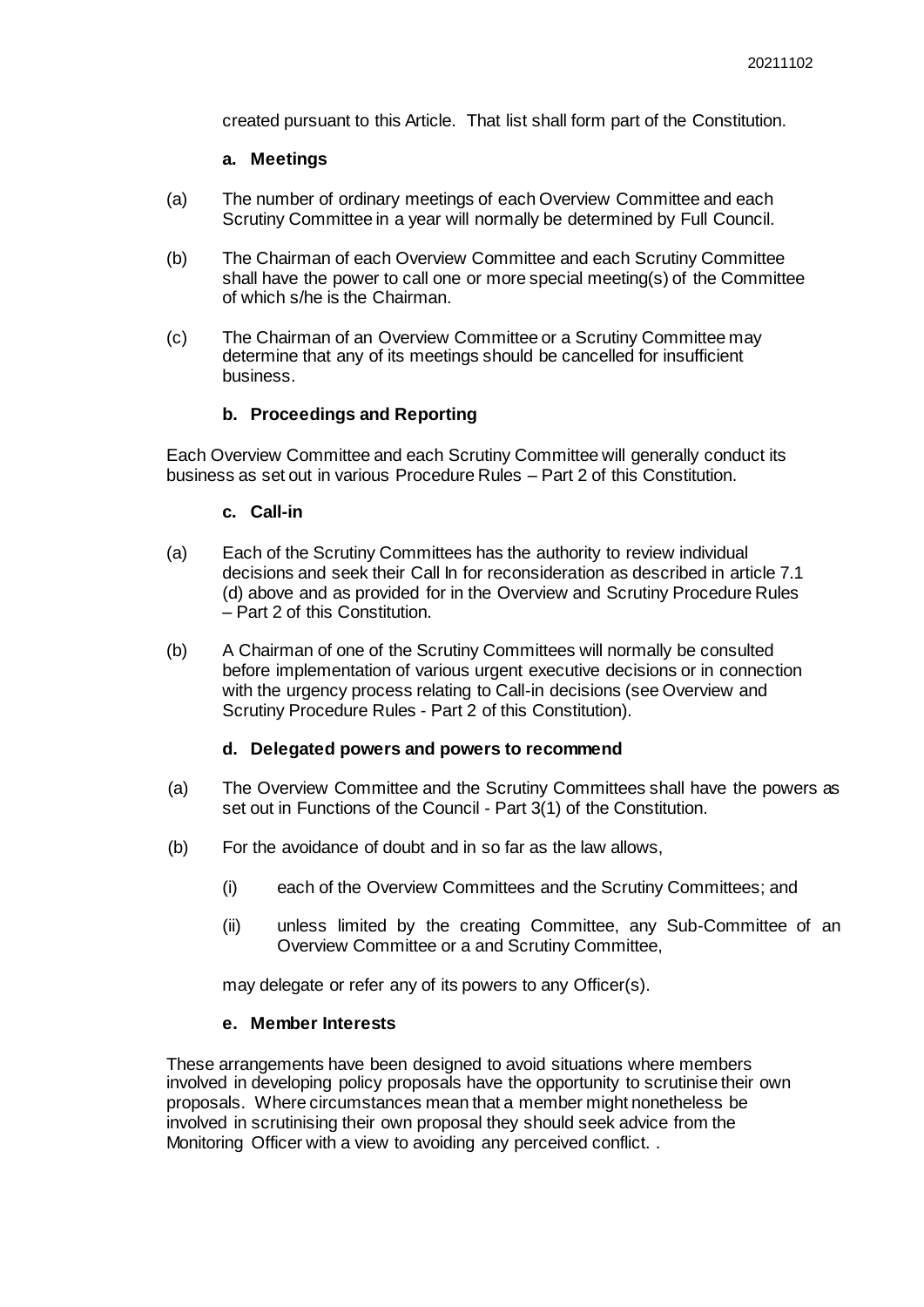created pursuant to this Article. That list shall form part of the Constitution.

### a. Meetings

(a) The number of ordinary meetings of each Overview Committee and each Scrutiny Committee in a year will normally be determined by Full Council.

(b) The Chairman of each Overview Committee and each Scrutiny Committee shall have the power to call one or more special meeting(s) of the Committee of which s/he is the Chairman.

(c) The Chairman of an Overview Committee or a Scrutiny Committee may determine that any of its meetings should be cancelled for insufficient business.

### b. Proceedings and Reporting

Each Overview Committee and each Scrutiny Committee will generally conduct its business as set out in various Procedure Rules – Part 2 of this Constitution.

### c. Call-in

(a) Each of the Scrutiny Committees has the authority to review individual decisions and seek their Call In for reconsideration as described in article 7.1 (d) above and as provided for in the Overview and Scrutiny Procedure Rules – Part 2 of this Constitution.

(b) A Chairman of one of the Scrutiny Committees will normally be consulted before implementation of various urgent executive decisions or in connection with the urgency process relating to Call-in decisions (see Overview and Scrutiny Procedure Rules - Part 2 of this Constitution).

### d. Delegated powers and powers to recommend

(a) The Overview Committee and the Scrutiny Committees shall have the powers as set out in Functions of the Council - Part 3(1) of the Constitution.

(b) For the avoidance of doubt and in so far as the law allows,

(i) each of the Overview Committees and the Scrutiny Committees; and

(ii) unless limited by the creating Committee, any Sub-Committee of an Overview Committee or a and Scrutiny Committee,

may delegate or refer any of its powers to any Officer(s).

### e. Member Interests

These arrangements have been designed to avoid situations where members involved in developing policy proposals have the opportunity to scrutinise their own proposals. Where circumstances mean that a member might nonetheless be involved in scrutinising their own proposal they should seek advice from the Monitoring Officer with a view to avoiding any perceived conflict. .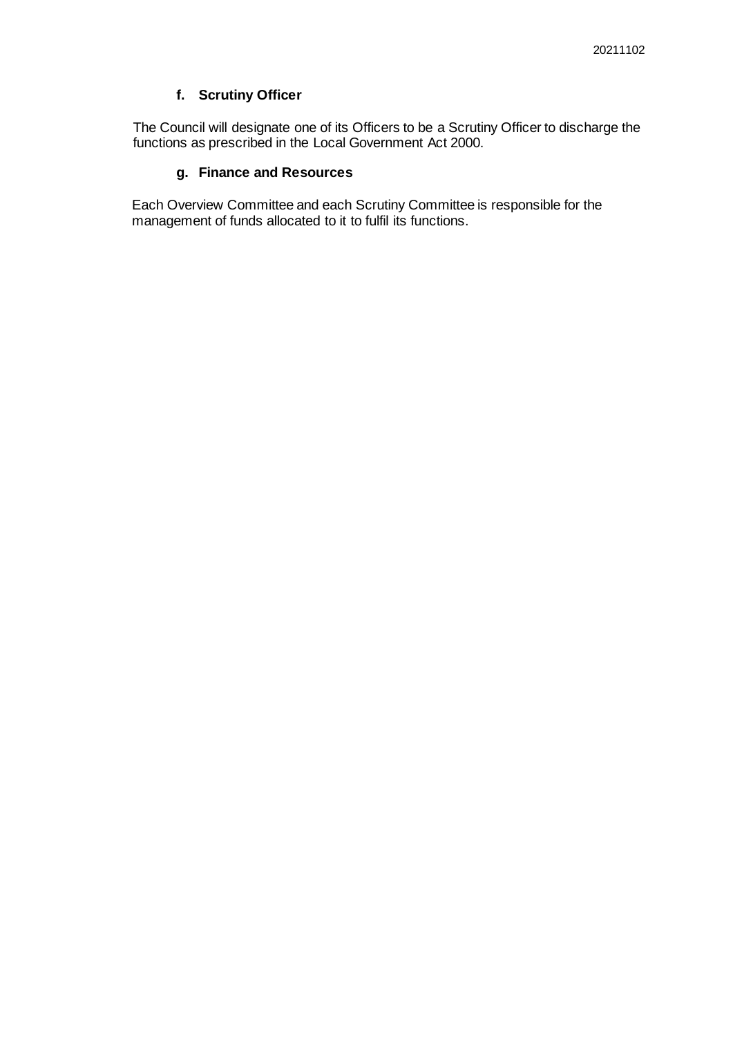#### f. Scrutiny Officer

The Council will designate one of its Officers to be a Scrutiny Officer to discharge the functions as prescribed in the Local Government Act 2000.

#### g. Finance and Resources

Each Overview Committee and each Scrutiny Committee is responsible for the management of funds allocated to it to fulfil its functions.